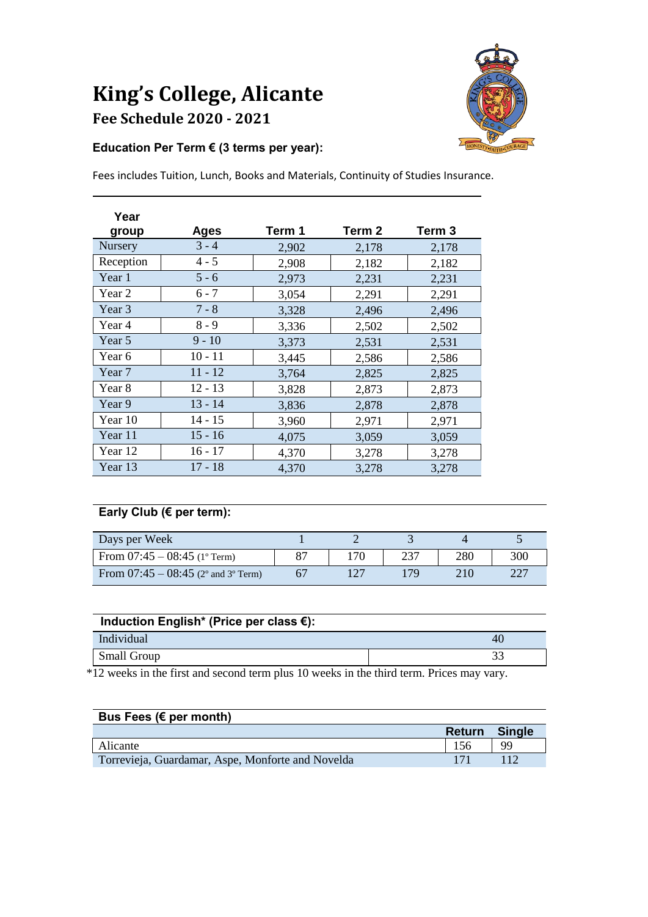# King's College, Alicante

## Fee Schedule 2020 - 2021

### Education Per Term € (3 terms per year):

Fees includes Tuition, Lunch, Books and Materials, Continuity of Studies Insurance.

| Year group | Ages | Term 1 | Term 2 | Term 3 |
|---|---|---|---|---|
| Nursery | 3 - 4 | 2,902 | 2,178 | 2,178 |
| Reception | 4 - 5 | 2,908 | 2,182 | 2,182 |
| Year 1 | 5 - 6 | 2,973 | 2,231 | 2,231 |
| Year 2 | 6 - 7 | 3,054 | 2,291 | 2,291 |
| Year 3 | 7 - 8 | 3,328 | 2,496 | 2,496 |
| Year 4 | 8 - 9 | 3,336 | 2,502 | 2,502 |
| Year 5 | 9 - 10 | 3,373 | 2,531 | 2,531 |
| Year 6 | 10 - 11 | 3,445 | 2,586 | 2,586 |
| Year 7 | 11 - 12 | 3,764 | 2,825 | 2,825 |
| Year 8 | 12 - 13 | 3,828 | 2,873 | 2,873 |
| Year 9 | 13 - 14 | 3,836 | 2,878 | 2,878 |
| Year 10 | 14 - 15 | 3,960 | 2,971 | 2,971 |
| Year 11 | 15 - 16 | 4,075 | 3,059 | 3,059 |
| Year 12 | 16 - 17 | 4,370 | 3,278 | 3,278 |
| Year 13 | 17 - 18 | 4,370 | 3,278 | 3,278 |

### Early Club (€ per term):

| Days per Week | 1 | 2 | 3 | 4 | 5 |
|---|---|---|---|---|---|
| From 07:45 – 08:45 (1º Term) | 87 | 170 | 237 | 280 | 300 |
| From 07:45 – 08:45 (2º and 3º Term) | 67 | 127 | 179 | 210 | 227 |

### Induction English* (Price per class €):

| | |
|---|---|
| Individual | 40 |
| Small Group | 33 |

*12 weeks in the first and second term plus 10 weeks in the third term. Prices may vary.

### Bus Fees (€ per month)

| | Return | Single |
|---|---|---|
| Alicante | 156 | 99 |
| Torrevieja, Guardamar, Aspe, Monforte and Novelda | 171 | 112 |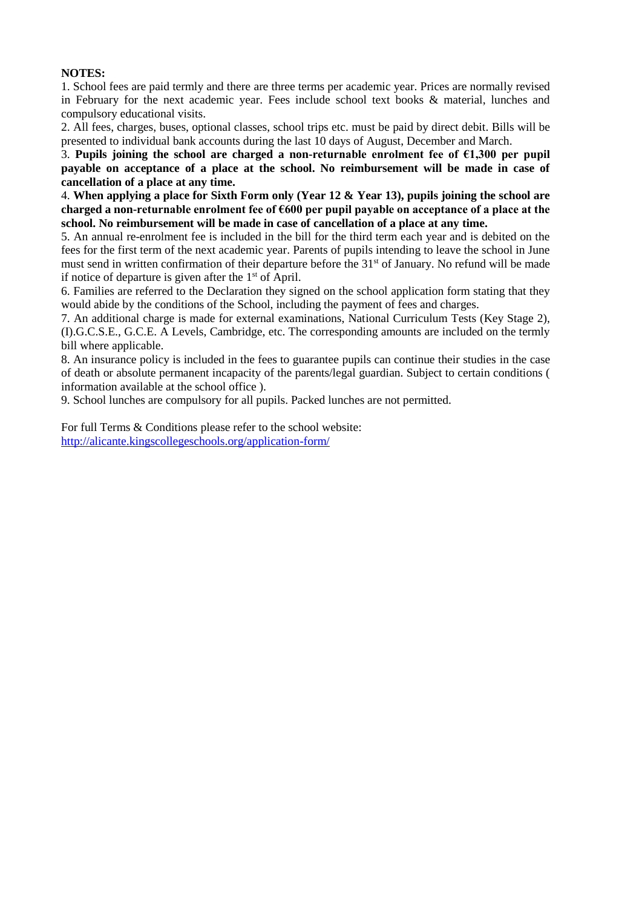**NOTES:**

1. School fees are paid termly and there are three terms per academic year. Prices are normally revised in February for the next academic year. Fees include school text books & material, lunches and compulsory educational visits.
2. All fees, charges, buses, optional classes, school trips etc. must be paid by direct debit. Bills will be presented to individual bank accounts during the last 10 days of August, December and March.
3. **Pupils joining the school are charged a non-returnable enrolment fee of €1,300 per pupil payable on acceptance of a place at the school. No reimbursement will be made in case of cancellation of a place at any time.**
4. **When applying a place for Sixth Form only (Year 12 & Year 13), pupils joining the school are charged a non-returnable enrolment fee of €600 per pupil payable on acceptance of a place at the school. No reimbursement will be made in case of cancellation of a place at any time.**
5. An annual re-enrolment fee is included in the bill for the third term each year and is debited on the fees for the first term of the next academic year. Parents of pupils intending to leave the school in June must send in written confirmation of their departure before the 31st of January. No refund will be made if notice of departure is given after the 1st of April.
6. Families are referred to the Declaration they signed on the school application form stating that they would abide by the conditions of the School, including the payment of fees and charges.
7. An additional charge is made for external examinations, National Curriculum Tests (Key Stage 2), (I).G.C.S.E., G.C.E. A Levels, Cambridge, etc. The corresponding amounts are included on the termly bill where applicable.
8. An insurance policy is included in the fees to guarantee pupils can continue their studies in the case of death or absolute permanent incapacity of the parents/legal guardian. Subject to certain conditions ( information available at the school office ).
9. School lunches are compulsory for all pupils. Packed lunches are not permitted.

For full Terms & Conditions please refer to the school website:
http://alicante.kingscollegeschools.org/application-form/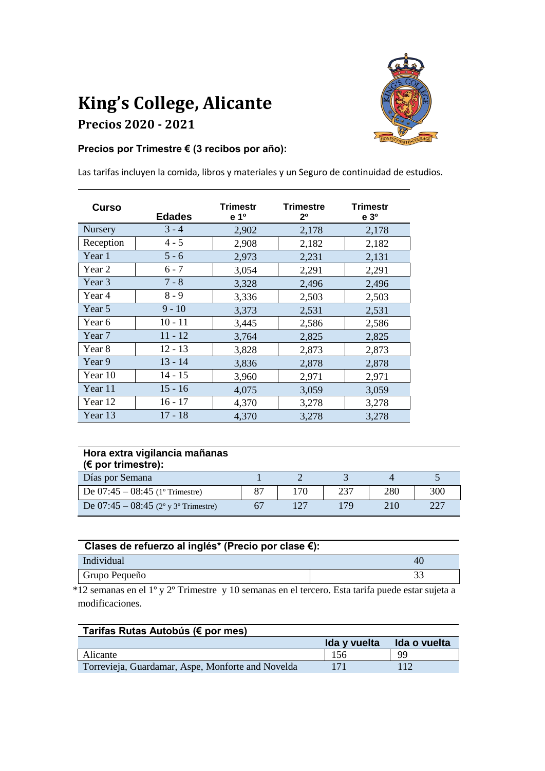# King's College, Alicante

## Precios 2020 - 2021

**Precios por Trimestre € (3 recibos por año):**

Las tarifas incluyen la comida, libros y materiales y un Seguro de continuidad de estudios.

| Curso | Edades | Trimestre 1º | Trimestre 2º | Trimestre 3º |
|---|---|---|---|---|
| Nursery | 3 - 4 | 2,902 | 2,178 | 2,178 |
| Reception | 4 - 5 | 2,908 | 2,182 | 2,182 |
| Year 1 | 5 - 6 | 2,973 | 2,231 | 2,131 |
| Year 2 | 6 - 7 | 3,054 | 2,291 | 2,291 |
| Year 3 | 7 - 8 | 3,328 | 2,496 | 2,496 |
| Year 4 | 8 - 9 | 3,336 | 2,503 | 2,503 |
| Year 5 | 9 - 10 | 3,373 | 2,531 | 2,531 |
| Year 6 | 10 - 11 | 3,445 | 2,586 | 2,586 |
| Year 7 | 11 - 12 | 3,764 | 2,825 | 2,825 |
| Year 8 | 12 - 13 | 3,828 | 2,873 | 2,873 |
| Year 9 | 13 - 14 | 3,836 | 2,878 | 2,878 |
| Year 10 | 14 - 15 | 3,960 | 2,971 | 2,971 |
| Year 11 | 15 - 16 | 4,075 | 3,059 | 3,059 |
| Year 12 | 16 - 17 | 4,370 | 3,278 | 3,278 |
| Year 13 | 17 - 18 | 4,370 | 3,278 | 3,278 |

**Hora extra vigilancia mañanas (€ por trimestre):**

| Días por Semana | 1 | 2 | 3 | 4 | 5 |
|---|---|---|---|---|---|
| De 07:45 – 08:45 (1º Trimestre) | 87 | 170 | 237 | 280 | 300 |
| De 07:45 – 08:45 (2º y 3º Trimestre) | 67 | 127 | 179 | 210 | 227 |

**Clases de refuerzo al inglés* (Precio por clase €):**

| | |
|---|---|
| Individual | 40 |
| Grupo Pequeño | 33 |

*12 semanas en el 1º y 2º Trimestre y 10 semanas en el tercero. Esta tarifa puede estar sujeta a modificaciones.

**Tarifas Rutas Autobús (€ por mes)**

| | Ida y vuelta | Ida o vuelta |
|---|---|---|
| Alicante | 156 | 99 |
| Torrevieja, Guardamar, Aspe, Monforte and Novelda | 171 | 112 |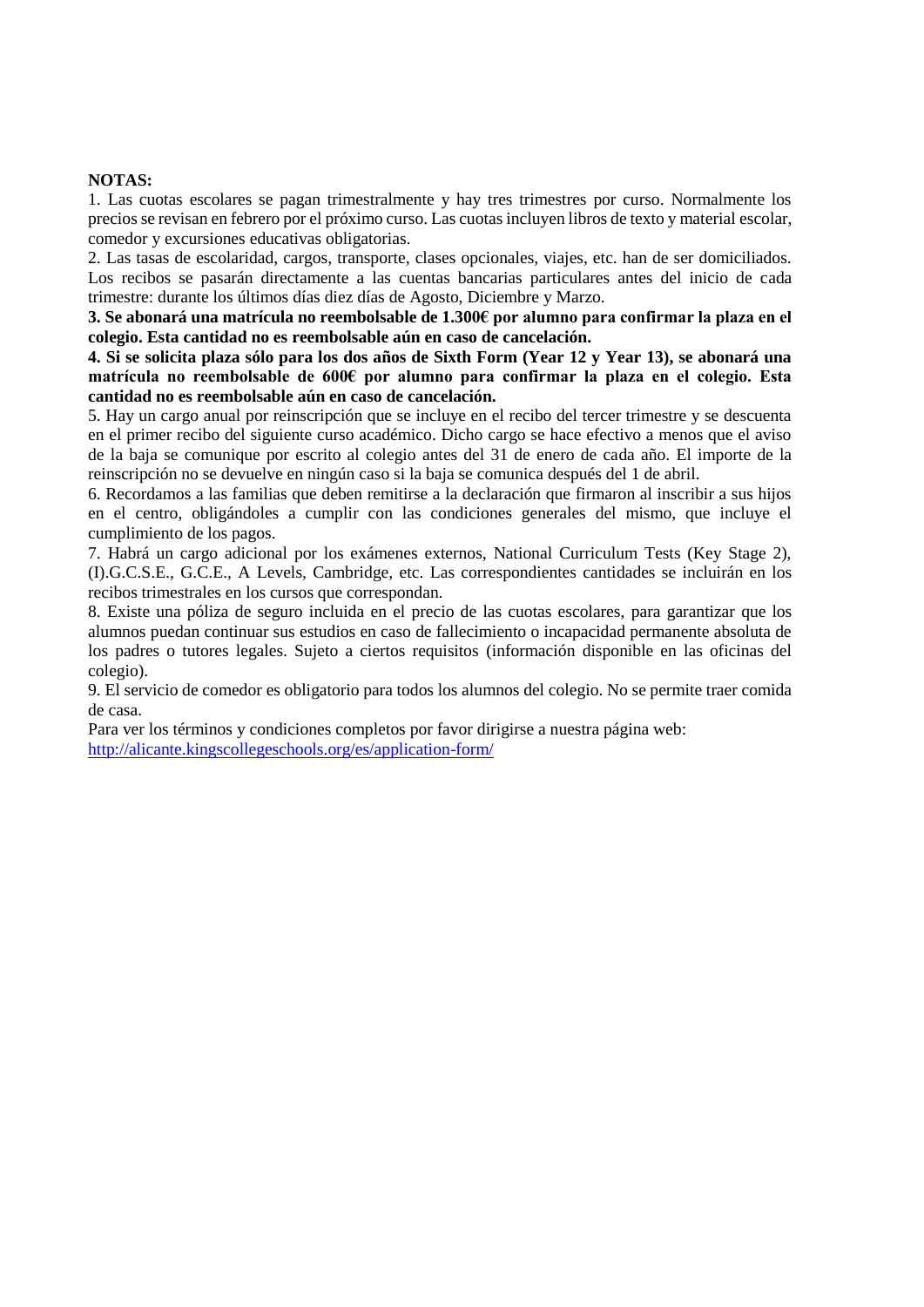**NOTAS:**

1. Las cuotas escolares se pagan trimestralmente y hay tres trimestres por curso. Normalmente los precios se revisan en febrero por el próximo curso. Las cuotas incluyen libros de texto y material escolar, comedor y excursiones educativas obligatorias.
2. Las tasas de escolaridad, cargos, transporte, clases opcionales, viajes, etc. han de ser domiciliados. Los recibos se pasarán directamente a las cuentas bancarias particulares antes del inicio de cada trimestre: durante los últimos días diez días de Agosto, Diciembre y Marzo.
3. **Se abonará una matrícula no reembolsable de 1.300€ por alumno para confirmar la plaza en el colegio. Esta cantidad no es reembolsable aún en caso de cancelación.**
4. **Si se solicita plaza sólo para los dos años de Sixth Form (Year 12 y Year 13), se abonará una matrícula no reembolsable de 600€ por alumno para confirmar la plaza en el colegio. Esta cantidad no es reembolsable aún en caso de cancelación.**
5. Hay un cargo anual por reinscripción que se incluye en el recibo del tercer trimestre y se descuenta en el primer recibo del siguiente curso académico. Dicho cargo se hace efectivo a menos que el aviso de la baja se comunique por escrito al colegio antes del 31 de enero de cada año. El importe de la reinscripción no se devuelve en ningún caso si la baja se comunica después del 1 de abril.
6. Recordamos a las familias que deben remitirse a la declaración que firmaron al inscribir a sus hijos en el centro, obligándoles a cumplir con las condiciones generales del mismo, que incluye el cumplimiento de los pagos.
7. Habrá un cargo adicional por los exámenes externos, National Curriculum Tests (Key Stage 2), (I).G.C.S.E., G.C.E., A Levels, Cambridge, etc. Las correspondientes cantidades se incluirán en los recibos trimestrales en los cursos que correspondan.
8. Existe una póliza de seguro incluida en el precio de las cuotas escolares, para garantizar que los alumnos puedan continuar sus estudios en caso de fallecimiento o incapacidad permanente absoluta de los padres o tutores legales. Sujeto a ciertos requisitos (información disponible en las oficinas del colegio).
9. El servicio de comedor es obligatorio para todos los alumnos del colegio. No se permite traer comida de casa.

Para ver los términos y condiciones completos por favor dirigirse a nuestra página web:
[http://alicante.kingscollegeschools.org/es/application-form/](http://alicante.kingscollegeschools.org/es/application-form/)